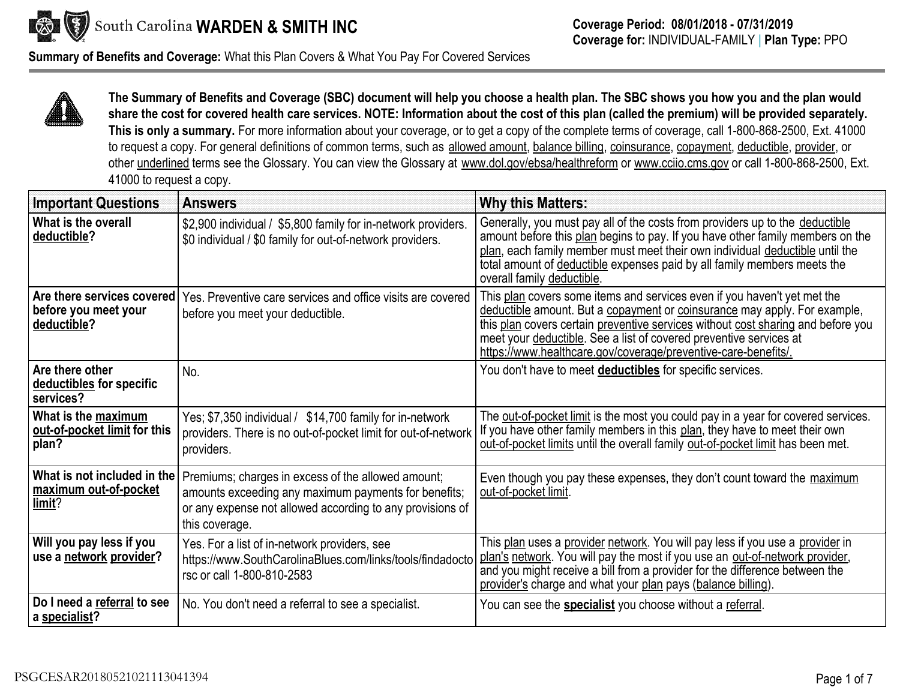South Carolina **WARDEN & SMITH INC**

**Coverage Period: 08/01/2018 - 07/31/2019**
**Coverage for:** INDIVIDUAL-FAMILY | **Plan Type:** PPO

**Summary of Benefits and Coverage:** What this Plan Covers & What You Pay For Covered Services

**The Summary of Benefits and Coverage (SBC) document will help you choose a health plan. The SBC shows you how you and the plan would share the cost for covered health care services. NOTE: Information about the cost of this plan (called the premium) will be provided separately. This is only a summary.** For more information about your coverage, or to get a copy of the complete terms of coverage, call 1-800-868-2500, Ext. 41000 to request a copy. For general definitions of common terms, such as allowed amount, balance billing, coinsurance, copayment, deductible, provider, or other underlined terms see the Glossary. You can view the Glossary at www.dol.gov/ebsa/healthreform or www.cciio.cms.gov or call 1-800-868-2500, Ext. 41000 to request a copy.

| Important Questions | Answers | Why this Matters: |
|---|---|---|
| **What is the overall deductible?** | $2,900 individual / $5,800 family for in-network providers. $0 individual / $0 family for out-of-network providers. | Generally, you must pay all of the costs from providers up to the deductible amount before this plan begins to pay. If you have other family members on the plan, each family member must meet their own individual deductible until the total amount of deductible expenses paid by all family members meets the overall family deductible. |
| **Are there services covered before you meet your deductible?** | Yes. Preventive care services and office visits are covered before you meet your deductible. | This plan covers some items and services even if you haven't yet met the deductible amount. But a copayment or coinsurance may apply. For example, this plan covers certain preventive services without cost sharing and before you meet your deductible. See a list of covered preventive services at https://www.healthcare.gov/coverage/preventive-care-benefits/. |
| **Are there other deductibles for specific services?** | No. | You don't have to meet **deductibles** for specific services. |
| **What is the maximum out-of-pocket limit for this plan?** | Yes; $7,350 individual / $14,700 family for in-network providers. There is no out-of-pocket limit for out-of-network providers. | The out-of-pocket limit is the most you could pay in a year for covered services. If you have other family members in this plan, they have to meet their own out-of-pocket limits until the overall family out-of-pocket limit has been met. |
| **What is not included in the maximum out-of-pocket limit?** | Premiums; charges in excess of the allowed amount; amounts exceeding any maximum payments for benefits; or any expense not allowed according to any provisions of this coverage. | Even though you pay these expenses, they don't count toward the maximum out-of-pocket limit. |
| **Will you pay less if you use a network provider?** | Yes. For a list of in-network providers, see https://www.SouthCarolinaBlues.com/links/tools/findadoctorsc or call 1-800-810-2583 | This plan uses a provider network. You will pay less if you use a provider in plan's network. You will pay the most if you use an out-of-network provider, and you might receive a bill from a provider for the difference between the provider's charge and what your plan pays (balance billing). |
| **Do I need a referral to see a specialist?** | No. You don't need a referral to see a specialist. | You can see the **specialist** you choose without a referral. |

PSGCESAR20180521021113041394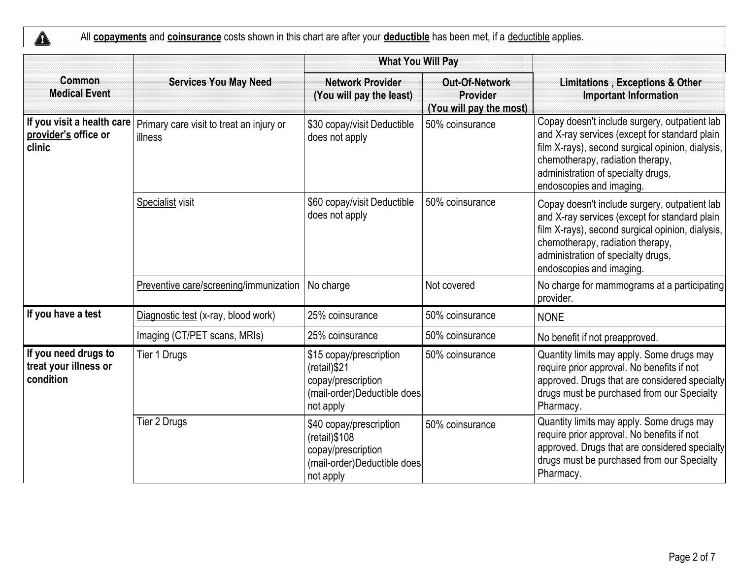All **copayments** and **coinsurance** costs shown in this chart are after your **deductible** has been met, if a deductible applies.

| Common Medical Event | Services You May Need | What You Will Pay | | Limitations , Exceptions & Other Important Information |
|---|---|---|---|---|
| | | Network Provider (You will pay the least) | Out-Of-Network Provider (You will pay the most) | |
| If you visit a health care provider's office or clinic | Primary care visit to treat an injury or illness | $30 copay/visit Deductible does not apply | 50% coinsurance | Copay doesn't include surgery, outpatient lab and X-ray services (except for standard plain film X-rays), second surgical opinion, dialysis, chemotherapy, radiation therapy, administration of specialty drugs, endoscopies and imaging. |
| | Specialist visit | $60 copay/visit Deductible does not apply | 50% coinsurance | Copay doesn't include surgery, outpatient lab and X-ray services (except for standard plain film X-rays), second surgical opinion, dialysis, chemotherapy, radiation therapy, administration of specialty drugs, endoscopies and imaging. |
| | Preventive care/screening/immunization | No charge | Not covered | No charge for mammograms at a participating provider. |
| If you have a test | Diagnostic test (x-ray, blood work) | 25% coinsurance | 50% coinsurance | NONE |
| | Imaging (CT/PET scans, MRIs) | 25% coinsurance | 50% coinsurance | No benefit if not preapproved. |
| If you need drugs to treat your illness or condition | Tier 1 Drugs | $15 copay/prescription (retail)$21 copay/prescription (mail-order)Deductible does not apply | 50% coinsurance | Quantity limits may apply. Some drugs may require prior approval. No benefits if not approved. Drugs that are considered specialty drugs must be purchased from our Specialty Pharmacy. |
| | Tier 2 Drugs | $40 copay/prescription (retail)$108 copay/prescription (mail-order)Deductible does not apply | 50% coinsurance | Quantity limits may apply. Some drugs may require prior approval. No benefits if not approved. Drugs that are considered specialty drugs must be purchased from our Specialty Pharmacy. |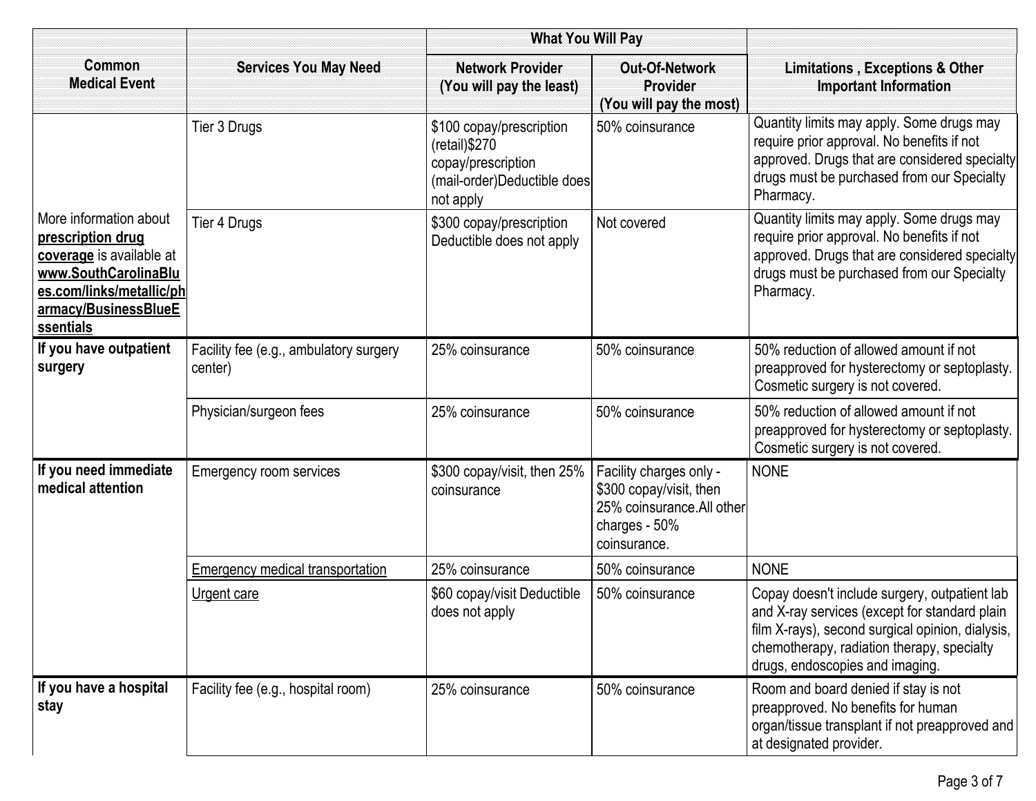| Common Medical Event | Services You May Need | What You Will Pay | | Limitations , Exceptions & Other Important Information |
|---|---|---|---|---|
| | | Network Provider (You will pay the least) | Out-Of-Network Provider (You will pay the most) | |
| More information about **prescription drug coverage** is available at **www.SouthCarolinaBlues.com/links/metallic/pharmacy/BusinessBlueEssentials** | Tier 3 Drugs | $100 copay/prescription (retail)$270 copay/prescription (mail-order)Deductible does not apply | 50% coinsurance | Quantity limits may apply. Some drugs may require prior approval. No benefits if not approved. Drugs that are considered specialty drugs must be purchased from our Specialty Pharmacy. |
| | Tier 4 Drugs | $300 copay/prescription Deductible does not apply | Not covered | Quantity limits may apply. Some drugs may require prior approval. No benefits if not approved. Drugs that are considered specialty drugs must be purchased from our Specialty Pharmacy. |
| **If you have outpatient surgery** | Facility fee (e.g., ambulatory surgery center) | 25% coinsurance | 50% coinsurance | 50% reduction of allowed amount if not preapproved for hysterectomy or septoplasty. Cosmetic surgery is not covered. |
| | Physician/surgeon fees | 25% coinsurance | 50% coinsurance | 50% reduction of allowed amount if not preapproved for hysterectomy or septoplasty. Cosmetic surgery is not covered. |
| **If you need immediate medical attention** | Emergency room services | $300 copay/visit, then 25% coinsurance | Facility charges only - $300 copay/visit, then 25% coinsurance.All other charges - 50% coinsurance. | NONE |
| | Emergency medical transportation | 25% coinsurance | 50% coinsurance | NONE |
| | Urgent care | $60 copay/visit Deductible does not apply | 50% coinsurance | Copay doesn't include surgery, outpatient lab and X-ray services (except for standard plain film X-rays), second surgical opinion, dialysis, chemotherapy, radiation therapy, specialty drugs, endoscopies and imaging. |
| **If you have a hospital stay** | Facility fee (e.g., hospital room) | 25% coinsurance | 50% coinsurance | Room and board denied if stay is not preapproved. No benefits for human organ/tissue transplant if not preapproved and at designated provider. |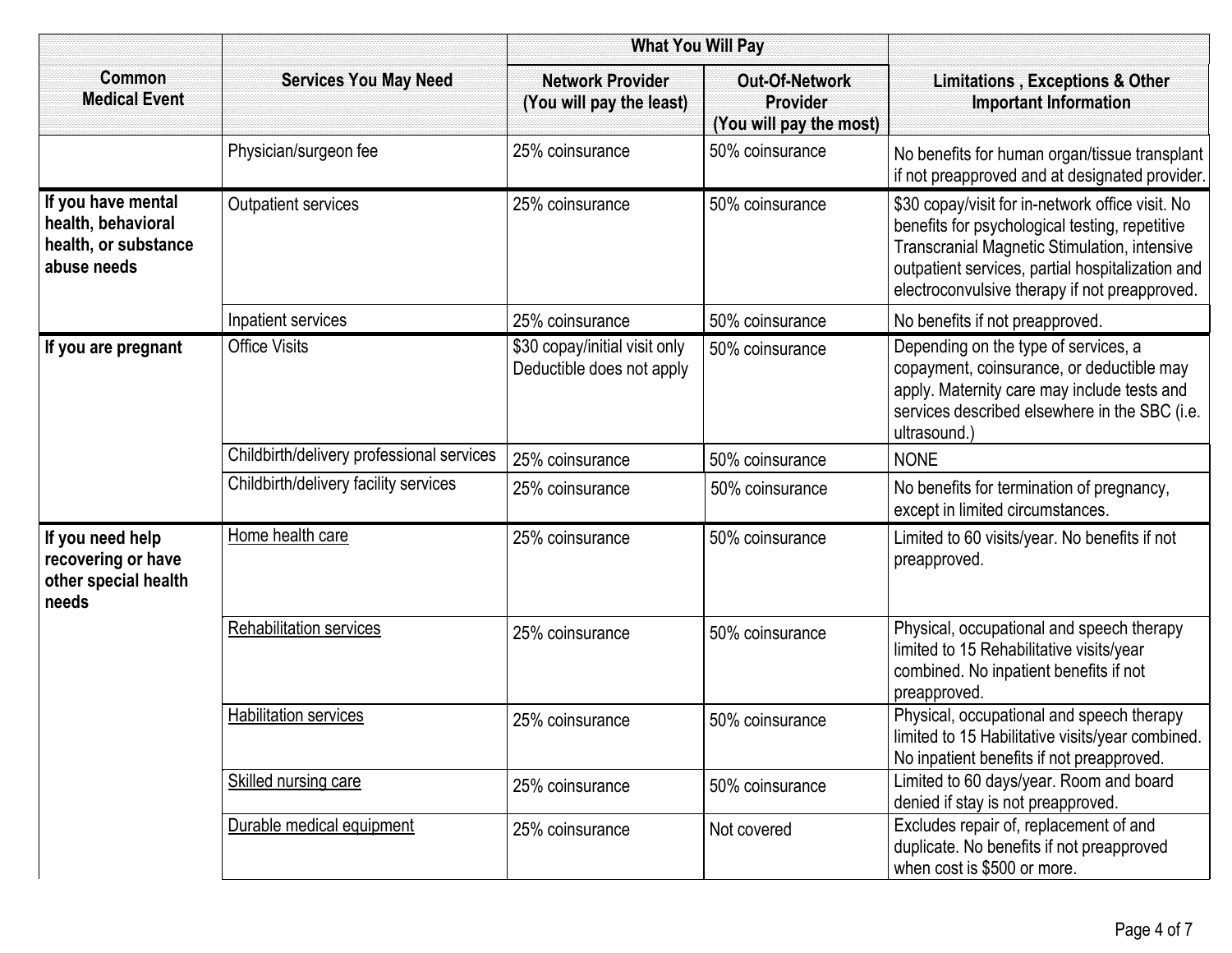| Common Medical Event | Services You May Need | What You Will Pay | | Limitations , Exceptions & Other Important Information |
|---|---|---|---|---|
| | | Network Provider (You will pay the least) | Out-Of-Network Provider (You will pay the most) | |
| | Physician/surgeon fee | 25% coinsurance | 50% coinsurance | No benefits for human organ/tissue transplant if not preapproved and at designated provider. |
| **If you have mental health, behavioral health, or substance abuse needs** | Outpatient services | 25% coinsurance | 50% coinsurance | $30 copay/visit for in-network office visit. No benefits for psychological testing, repetitive Transcranial Magnetic Stimulation, intensive outpatient services, partial hospitalization and electroconvulsive therapy if not preapproved. |
| | Inpatient services | 25% coinsurance | 50% coinsurance | No benefits if not preapproved. |
| **If you are pregnant** | Office Visits | $30 copay/initial visit only Deductible does not apply | 50% coinsurance | Depending on the type of services, a copayment, coinsurance, or deductible may apply. Maternity care may include tests and services described elsewhere in the SBC (i.e. ultrasound.) |
| | Childbirth/delivery professional services | 25% coinsurance | 50% coinsurance | NONE |
| | Childbirth/delivery facility services | 25% coinsurance | 50% coinsurance | No benefits for termination of pregnancy, except in limited circumstances. |
| **If you need help recovering or have other special health needs** | Home health care | 25% coinsurance | 50% coinsurance | Limited to 60 visits/year. No benefits if not preapproved. |
| | Rehabilitation services | 25% coinsurance | 50% coinsurance | Physical, occupational and speech therapy limited to 15 Rehabilitative visits/year combined. No inpatient benefits if not preapproved. |
| | Habilitation services | 25% coinsurance | 50% coinsurance | Physical, occupational and speech therapy limited to 15 Habilitative visits/year combined. No inpatient benefits if not preapproved. |
| | Skilled nursing care | 25% coinsurance | 50% coinsurance | Limited to 60 days/year. Room and board denied if stay is not preapproved. |
| | Durable medical equipment | 25% coinsurance | Not covered | Excludes repair of, replacement of and duplicate. No benefits if not preapproved when cost is $500 or more. |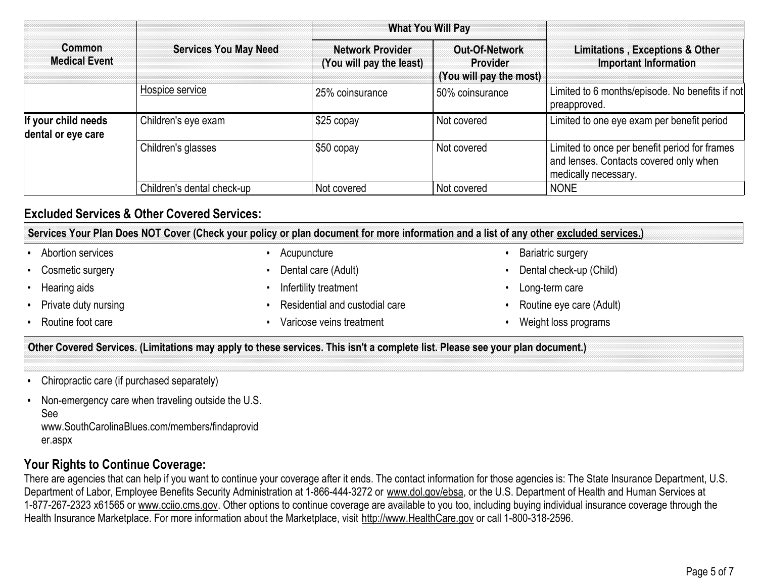| Common Medical Event | Services You May Need | What You Will Pay | | Limitations , Exceptions & Other Important Information |
|---|---|---|---|---|
| | | Network Provider (You will pay the least) | Out-Of-Network Provider (You will pay the most) | |
| | Hospice service | 25% coinsurance | 50% coinsurance | Limited to 6 months/episode. No benefits if not preapproved. |
| **If your child needs dental or eye care** | Children's eye exam | $25 copay | Not covered | Limited to one eye exam per benefit period |
| | Children's glasses | $50 copay | Not covered | Limited to once per benefit period for frames and lenses. Contacts covered only when medically necessary. |
| | Children's dental check-up | Not covered | Not covered | NONE |

## Excluded Services & Other Covered Services:

**Services Your Plan Does NOT Cover (Check your policy or plan document for more information and a list of any other excluded services.)**

- Abortion services
- Cosmetic surgery
- Hearing aids
- Private duty nursing
- Routine foot care
- Acupuncture
- Dental care (Adult)
- Infertility treatment
- Residential and custodial care
- Varicose veins treatment
- Bariatric surgery
- Dental check-up (Child)
- Long-term care
- Routine eye care (Adult)
- Weight loss programs

**Other Covered Services. (Limitations may apply to these services. This isn't a complete list. Please see your plan document.)**

- Chiropractic care (if purchased separately)
- Non-emergency care when traveling outside the U.S. See www.SouthCarolinaBlues.com/members/findaprovider.aspx

## Your Rights to Continue Coverage:

There are agencies that can help if you want to continue your coverage after it ends. The contact information for those agencies is: The State Insurance Department, U.S. Department of Labor, Employee Benefits Security Administration at 1-866-444-3272 or www.dol.gov/ebsa, or the U.S. Department of Health and Human Services at 1-877-267-2323 x61565 or www.cciio.cms.gov. Other options to continue coverage are available to you too, including buying individual insurance coverage through the Health Insurance Marketplace. For more information about the Marketplace, visit http://www.HealthCare.gov or call 1-800-318-2596.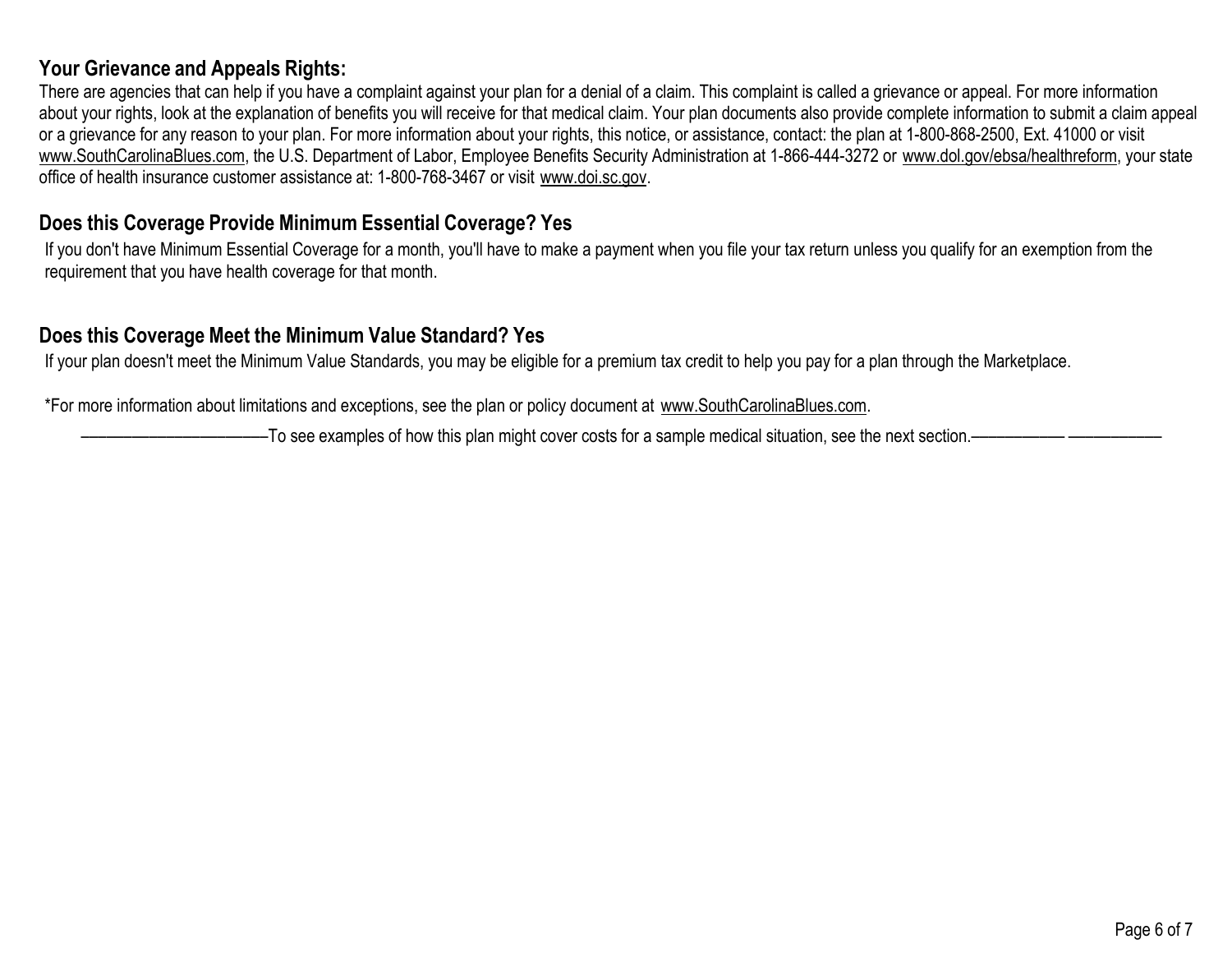## Your Grievance and Appeals Rights:

There are agencies that can help if you have a complaint against your plan for a denial of a claim. This complaint is called a grievance or appeal. For more information about your rights, look at the explanation of benefits you will receive for that medical claim. Your plan documents also provide complete information to submit a claim appeal or a grievance for any reason to your plan. For more information about your rights, this notice, or assistance, contact: the plan at 1-800-868-2500, Ext. 41000 or visit www.SouthCarolinaBlues.com, the U.S. Department of Labor, Employee Benefits Security Administration at 1-866-444-3272 or www.dol.gov/ebsa/healthreform, your state office of health insurance customer assistance at: 1-800-768-3467 or visit www.doi.sc.gov.

## Does this Coverage Provide Minimum Essential Coverage? Yes

If you don't have Minimum Essential Coverage for a month, you'll have to make a payment when you file your tax return unless you qualify for an exemption from the requirement that you have health coverage for that month.

## Does this Coverage Meet the Minimum Value Standard? Yes

If your plan doesn't meet the Minimum Value Standards, you may be eligible for a premium tax credit to help you pay for a plan through the Marketplace.

*For more information about limitations and exceptions, see the plan or policy document at www.SouthCarolinaBlues.com.

——————————To see examples of how this plan might cover costs for a sample medical situation, see the next section.—————— ——————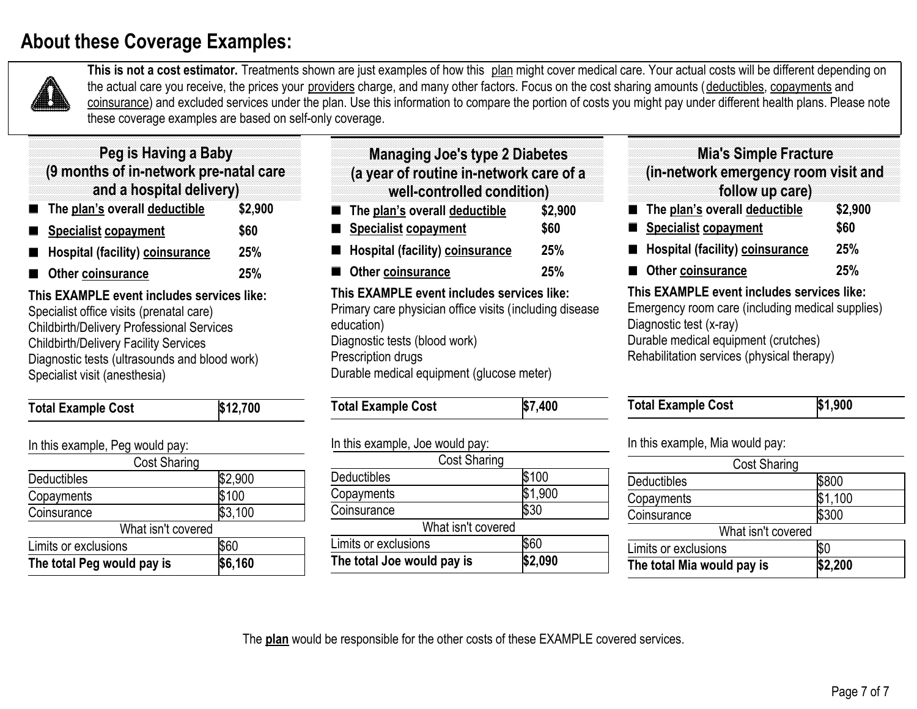# About these Coverage Examples:

**This is not a cost estimator.** Treatments shown are just examples of how this plan might cover medical care. Your actual costs will be different depending on the actual care you receive, the prices your providers charge, and many other factors. Focus on the cost sharing amounts (deductibles, copayments and coinsurance) and excluded services under the plan. Use this information to compare the portion of costs you might pay under different health plans. Please note these coverage examples are based on self-only coverage.

## Peg is Having a Baby (9 months of in-network pre-natal care and a hospital delivery)

- **The plan's overall deductible** **$2,900**
- **Specialist copayment** **$60**
- **Hospital (facility) coinsurance** **25%**
- **Other coinsurance** **25%**

**This EXAMPLE event includes services like:**
Specialist office visits (prenatal care)
Childbirth/Delivery Professional Services
Childbirth/Delivery Facility Services
Diagnostic tests (ultrasounds and blood work)
Specialist visit (anesthesia)

| **Total Example Cost** | **$12,700** |
|---|---|

In this example, Peg would pay:

| Cost Sharing | |
|---|---|
| Deductibles | $2,900 |
| Copayments | $100 |
| Coinsurance | $3,100 |
| What isn't covered | |
| Limits or exclusions | $60 |
| **The total Peg would pay is** | **$6,160** |

## Managing Joe's type 2 Diabetes (a year of routine in-network care of a well-controlled condition)

- **The plan's overall deductible** **$2,900**
- **Specialist copayment** **$60**
- **Hospital (facility) coinsurance** **25%**
- **Other coinsurance** **25%**

**This EXAMPLE event includes services like:**
Primary care physician office visits (including disease education)
Diagnostic tests (blood work)
Prescription drugs
Durable medical equipment (glucose meter)

| **Total Example Cost** | **$7,400** |
|---|---|

In this example, Joe would pay:

| Cost Sharing | |
|---|---|
| Deductibles | $100 |
| Copayments | $1,900 |
| Coinsurance | $30 |
| What isn't covered | |
| Limits or exclusions | $60 |
| **The total Joe would pay is** | **$2,090** |

## Mia's Simple Fracture (in-network emergency room visit and follow up care)

- **The plan's overall deductible** **$2,900**
- **Specialist copayment** **$60**
- **Hospital (facility) coinsurance** **25%**
- **Other coinsurance** **25%**

**This EXAMPLE event includes services like:**
Emergency room care (including medical supplies)
Diagnostic test (x-ray)
Durable medical equipment (crutches)
Rehabilitation services (physical therapy)

| **Total Example Cost** | **$1,900** |
|---|---|

In this example, Mia would pay:

| Cost Sharing | |
|---|---|
| Deductibles | $800 |
| Copayments | $1,100 |
| Coinsurance | $300 |
| What isn't covered | |
| Limits or exclusions | $0 |
| **The total Mia would pay is** | **$2,200** |

The **plan** would be responsible for the other costs of these EXAMPLE covered services.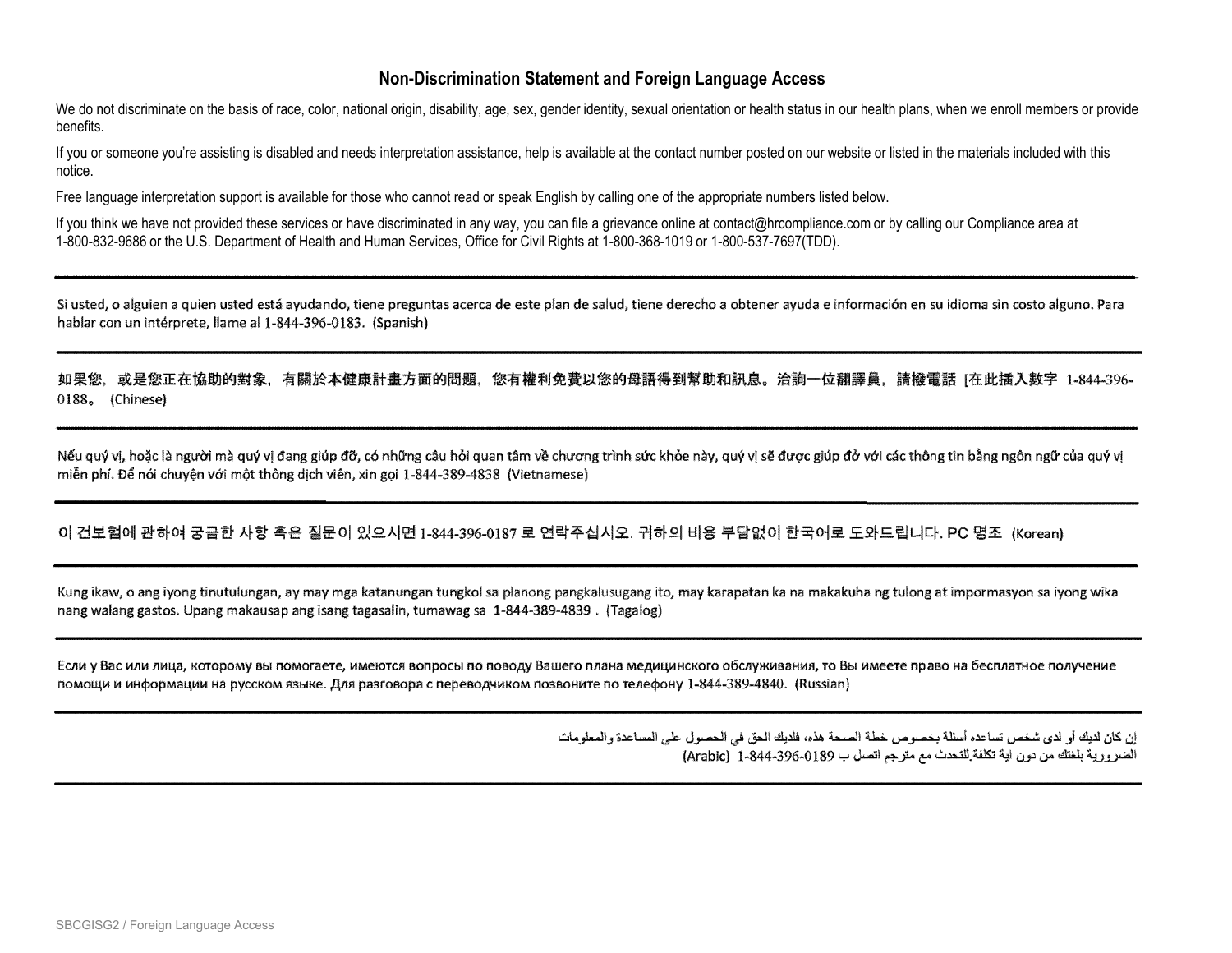## Non-Discrimination Statement and Foreign Language Access

We do not discriminate on the basis of race, color, national origin, disability, age, sex, gender identity, sexual orientation or health status in our health plans, when we enroll members or provide benefits.

If you or someone you're assisting is disabled and needs interpretation assistance, help is available at the contact number posted on our website or listed in the materials included with this notice.

Free language interpretation support is available for those who cannot read or speak English by calling one of the appropriate numbers listed below.

If you think we have not provided these services or have discriminated in any way, you can file a grievance online at contact@hrcompliance.com or by calling our Compliance area at 1-800-832-9686 or the U.S. Department of Health and Human Services, Office for Civil Rights at 1-800-368-1019 or 1-800-537-7697(TDD).

---

Si usted, o alguien a quien usted está ayudando, tiene preguntas acerca de este plan de salud, tiene derecho a obtener ayuda e información en su idioma sin costo alguno. Para hablar con un intérprete, llame al 1-844-396-0183. (Spanish)

---

如果您，或是您正在協助的對象，有關於本健康計畫方面的問題，您有權利免費以您的母語得到幫助和訊息。洽詢一位翻譯員，請撥電話 [在此插入數字 1-844-396-0188。 (Chinese)

---

Nếu quý vị, hoặc là người mà quý vị đang giúp đỡ, có những câu hỏi quan tâm về chương trình sức khỏe này, quý vị sẽ được giúp đỡ với các thông tin bằng ngôn ngữ của quý vị miễn phí. Để nói chuyện với một thông dịch viên, xin gọi 1-844-389-4838 (Vietnamese)

---

이 건보험에 관하여 궁금한 사항 혹은 질문이 있으시면 1-844-396-0187 로 연락주십시오. 귀하의 비용 부담없이 한국어로 도와드립니다. PC 명조 (Korean)

---

Kung ikaw, o ang iyong tinutulungan, ay may mga katanungan tungkol sa planong pangkalusugang ito, may karapatan ka na makakuha ng tulong at impormasyon sa iyong wika nang walang gastos. Upang makausap ang isang tagasalin, tumawag sa 1-844-389-4839 . (Tagalog)

---

Если у Вас или лица, которому вы помогаете, имеются вопросы по поводу Вашего плана медицинского обслуживания, то Вы имеете право на бесплатное получение помощи и информации на русском языке. Для разговора с переводчиком позвоните по телефону 1-844-389-4840. (Russian)

---

إن كان لديك أو لدى شخص تساعده أسئلة بخصوص خطة الصحة هذه، فلديك الحق في الحصول على المساعدة والمعلومات الضرورية بلغتك من دون اية تكلفة.للتحدث مع مترجم اتصل ب 1-844-396-0189 (Arabic)

---

SBCGISG2 / Foreign Language Access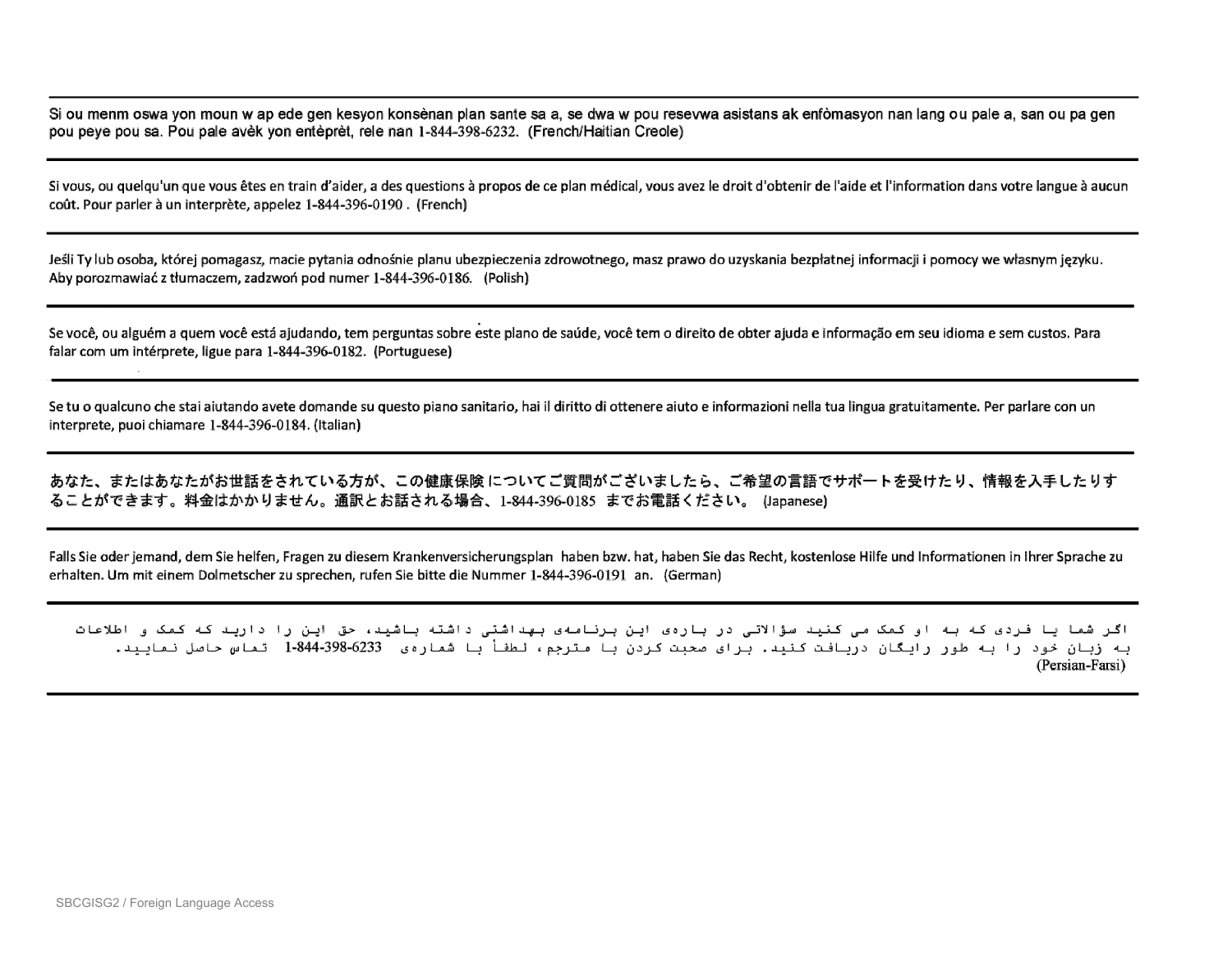Si ou menm oswa yon moun w ap ede gen kesyon konsènan plan sante sa a, se dwa w pou resevwa asistans ak enfòmasyon nan lang ou pale a, san ou pa gen pou peye pou sa. Pou pale avèk yon entèprèt, rele nan 1-844-398-6232. (French/Haitian Creole)

---

Si vous, ou quelqu'un que vous êtes en train d'aider, a des questions à propos de ce plan médical, vous avez le droit d'obtenir de l'aide et l'information dans votre langue à aucun coût. Pour parler à un interprète, appelez 1-844-396-0190 . (French)

---

Jeśli Ty lub osoba, której pomagasz, macie pytania odnośnie planu ubezpieczenia zdrowotnego, masz prawo do uzyskania bezpłatnej informacji i pomocy we własnym języku. Aby porozmawiać z tłumaczem, zadzwoń pod numer 1-844-396-0186. (Polish)

---

Se você, ou alguém a quem você está ajudando, tem perguntas sobre este plano de saúde, você tem o direito de obter ajuda e informação em seu idioma e sem custos. Para falar com um intérprete, ligue para 1-844-396-0182. (Portuguese)

---

Se tu o qualcuno che stai aiutando avete domande su questo piano sanitario, hai il diritto di ottenere aiuto e informazioni nella tua lingua gratuitamente. Per parlare con un interprete, puoi chiamare 1-844-396-0184. (Italian)

---

あなた、またはあなたがお世話をされている方が、この健康保険についてご質問がございましたら、ご希望の言語でサポートを受けたり、情報を入手したりすることができます。料金はかかりません。通訳とお話される場合、1-844-396-0185 までお電話ください。 (Japanese)

---

Falls Sie oder jemand, dem Sie helfen, Fragen zu diesem Krankenversicherungsplan haben bzw. hat, haben Sie das Recht, kostenlose Hilfe und Informationen in Ihrer Sprache zu erhalten. Um mit einem Dolmetscher zu sprechen, rufen Sie bitte die Nummer 1-844-396-0191 an. (German)

---

اگر شما یا فردی که به او کمک می کنید سؤالاتی در بارهٔ این برنامهٔ بهداشتی داشته باشید، حق این را دارید که کمک و اطلاعات به زبان خود را به طور رایگان دریافت کنید. برای صحبت کردن با مترجم، لطفاً با شمارهٔ 1-844-398-6233 تماس حاصل نمایید.
(Persian-Farsi)

---

SBCGISG2 / Foreign Language Access